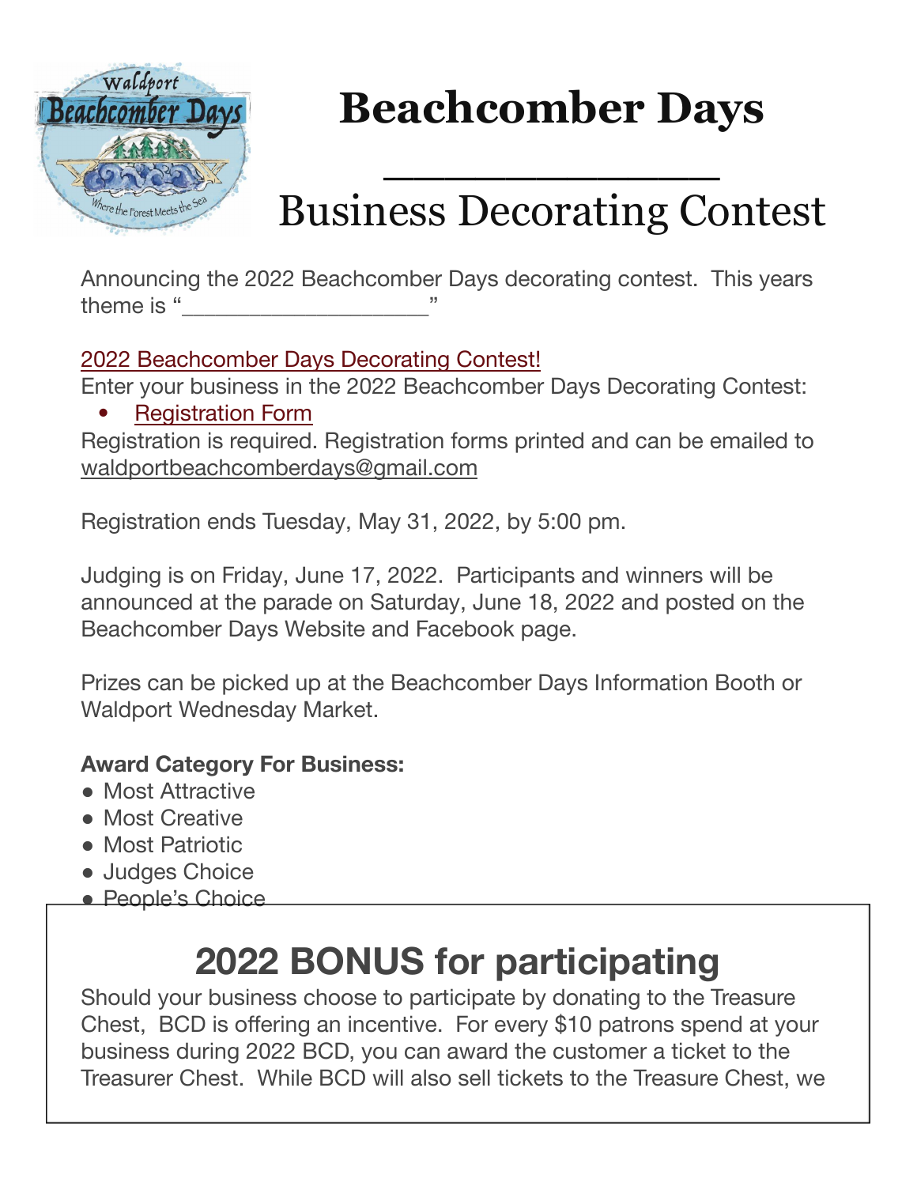# Beachcomber Days

## ______________

## Business Decorating Contest

Announcing the 2022 Beachcomber Days decorating contest. This years theme is "____________________"

2022 Beachcomber Days Decorating Contest!

Enter your business in the 2022 Beachcomber Days Decorating Contest:

- Registration Form

Registration is required. Registration forms printed and can be emailed to waldportbeachcomberdays@gmail.com

Registration ends Tuesday, May 31, 2022, by 5:00 pm.

Judging is on Friday, June 17, 2022. Participants and winners will be announced at the parade on Saturday, June 18, 2022 and posted on the Beachcomber Days Website and Facebook page.

Prizes can be picked up at the Beachcomber Days Information Booth or Waldport Wednesday Market.

**Award Category For Business:**

- Most Attractive
- Most Creative
- Most Patriotic
- Judges Choice
- People's Choice

## 2022 BONUS for participating

Should your business choose to participate by donating to the Treasure Chest, BCD is offering an incentive. For every $10 patrons spend at your business during 2022 BCD, you can award the customer a ticket to the Treasurer Chest. While BCD will also sell tickets to the Treasure Chest, we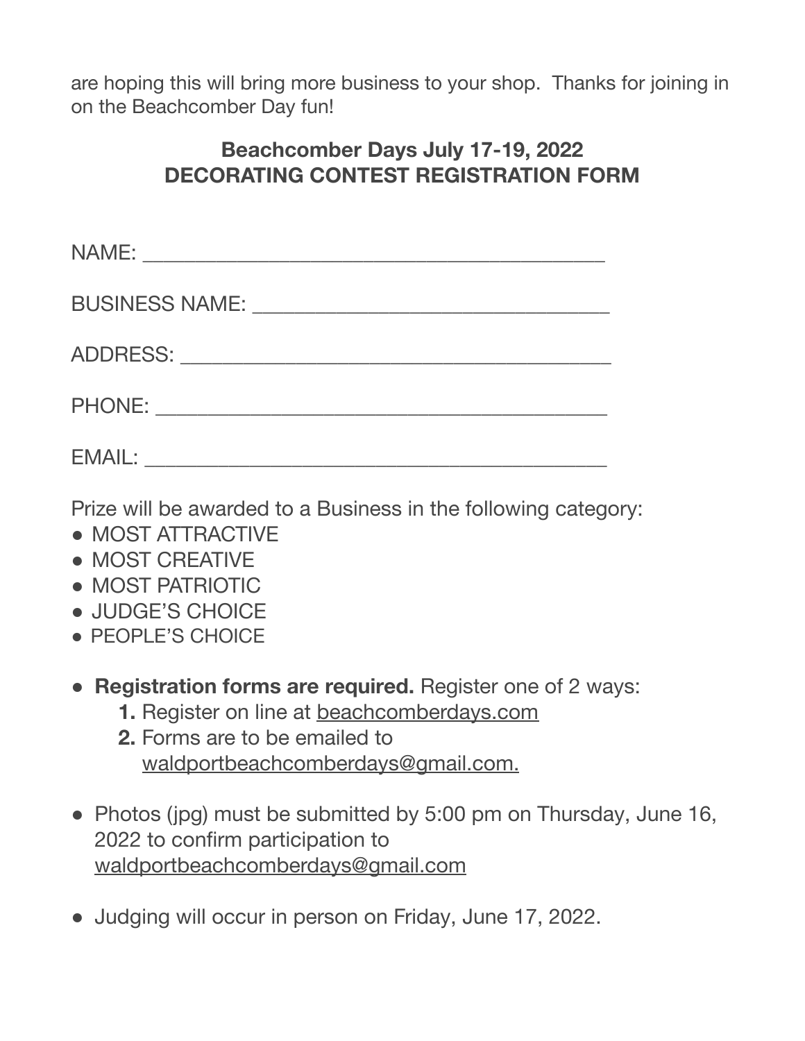are hoping this will bring more business to your shop. Thanks for joining in on the Beachcomber Day fun!

## Beachcomber Days July 17-19, 2022
## DECORATING CONTEST REGISTRATION FORM

NAME: ___________________________________________

BUSINESS NAME: _________________________________

ADDRESS: _______________________________________

PHONE: _________________________________________

EMAIL: __________________________________________

Prize will be awarded to a Business in the following category:

- MOST ATTRACTIVE
- MOST CREATIVE
- MOST PATRIOTIC
- JUDGE'S CHOICE
- PEOPLE'S CHOICE

- **Registration forms are required.** Register one of 2 ways:
    1. Register on line at beachcomberdays.com
    2. Forms are to be emailed to waldportbeachcomberdays@gmail.com.

- Photos (jpg) must be submitted by 5:00 pm on Thursday, June 16, 2022 to confirm participation to waldportbeachcomberdays@gmail.com

- Judging will occur in person on Friday, June 17, 2022.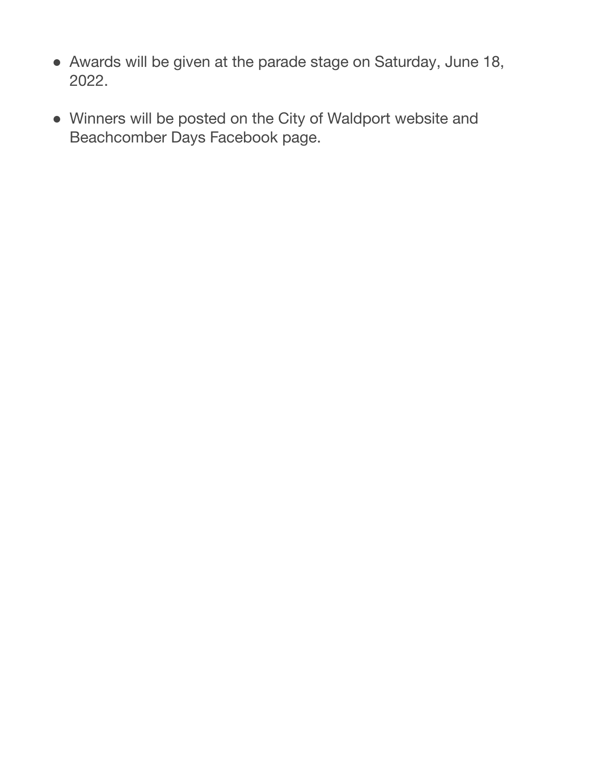- Awards will be given at the parade stage on Saturday, June 18, 2022.
- Winners will be posted on the City of Waldport website and Beachcomber Days Facebook page.